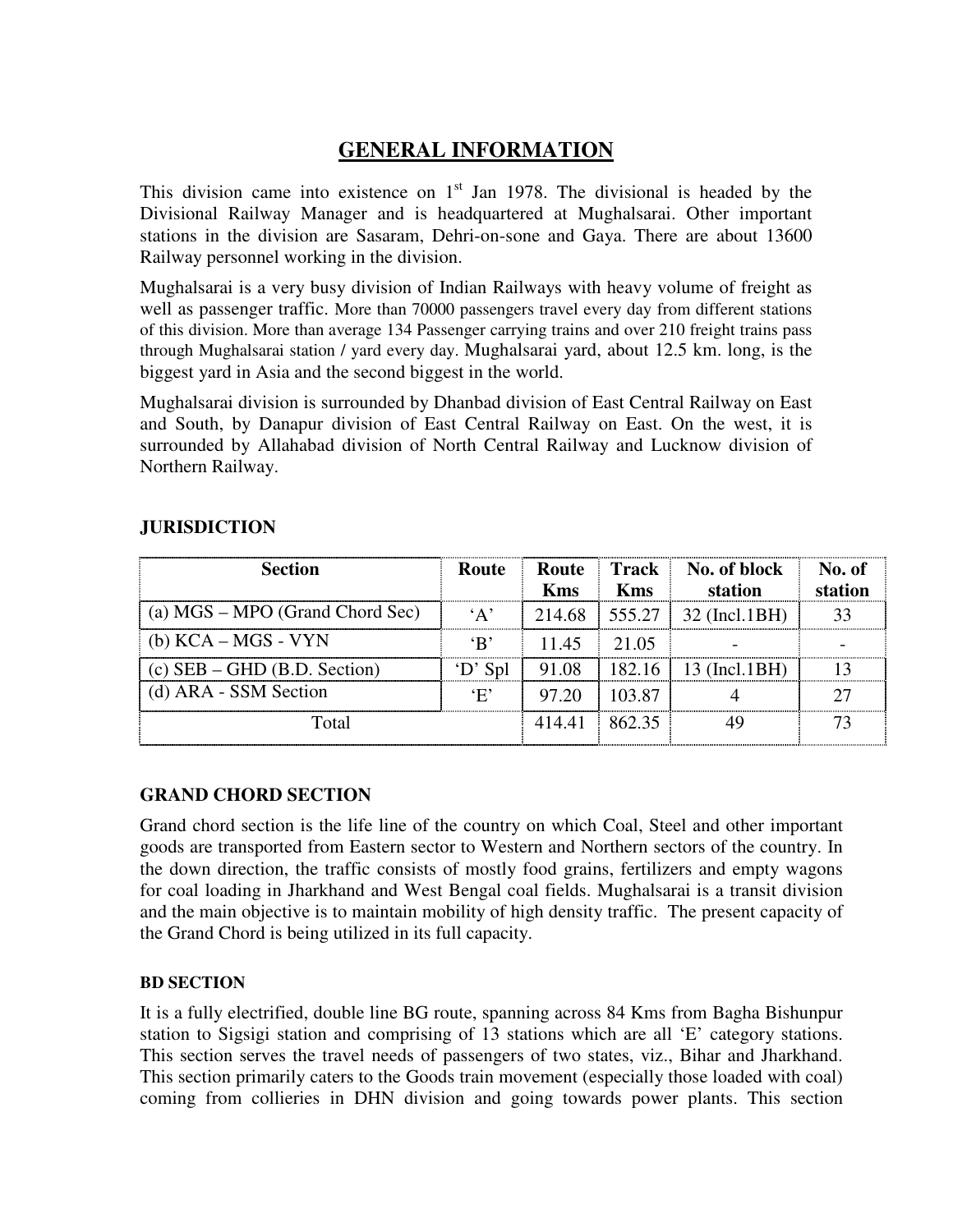# GENERAL INFORMATION

This division came into existence on 1st Jan 1978. The divisional is headed by the Divisional Railway Manager and is headquartered at Mughalsarai. Other important stations in the division are Sasaram, Dehri-on-sone and Gaya. There are about 13600 Railway personnel working in the division.

Mughalsarai is a very busy division of Indian Railways with heavy volume of freight as well as passenger traffic. More than 70000 passengers travel every day from different stations of this division. More than average 134 Passenger carrying trains and over 210 freight trains pass through Mughalsarai station / yard every day. Mughalsarai yard, about 12.5 km. long, is the biggest yard in Asia and the second biggest in the world.

Mughalsarai division is surrounded by Dhanbad division of East Central Railway on East and South, by Danapur division of East Central Railway on East. On the west, it is surrounded by Allahabad division of North Central Railway and Lucknow division of Northern Railway.

### JURISDICTION

| Section | Route | Route Kms | Track Kms | No. of block station | No. of station |
|---|---|---|---|---|---|
| (a) MGS – MPO (Grand Chord Sec) | 'A' | 214.68 | 555.27 | 32 (Incl.1BH) | 33 |
| (b) KCA – MGS - VYN | 'B' | 11.45 | 21.05 | - | - |
| (c) SEB – GHD (B.D. Section) | 'D' Spl | 91.08 | 182.16 | 13 (Incl.1BH) | 13 |
| (d) ARA - SSM Section | 'E' | 97.20 | 103.87 | 4 | 27 |
| Total | | 414.41 | 862.35 | 49 | 73 |

### GRAND CHORD SECTION

Grand chord section is the life line of the country on which Coal, Steel and other important goods are transported from Eastern sector to Western and Northern sectors of the country. In the down direction, the traffic consists of mostly food grains, fertilizers and empty wagons for coal loading in Jharkhand and West Bengal coal fields. Mughalsarai is a transit division and the main objective is to maintain mobility of high density traffic. The present capacity of the Grand Chord is being utilized in its full capacity.

#### BD SECTION

It is a fully electrified, double line BG route, spanning across 84 Kms from Bagha Bishunpur station to Sigsigi station and comprising of 13 stations which are all 'E' category stations. This section serves the travel needs of passengers of two states, viz., Bihar and Jharkhand. This section primarily caters to the Goods train movement (especially those loaded with coal) coming from collieries in DHN division and going towards power plants. This section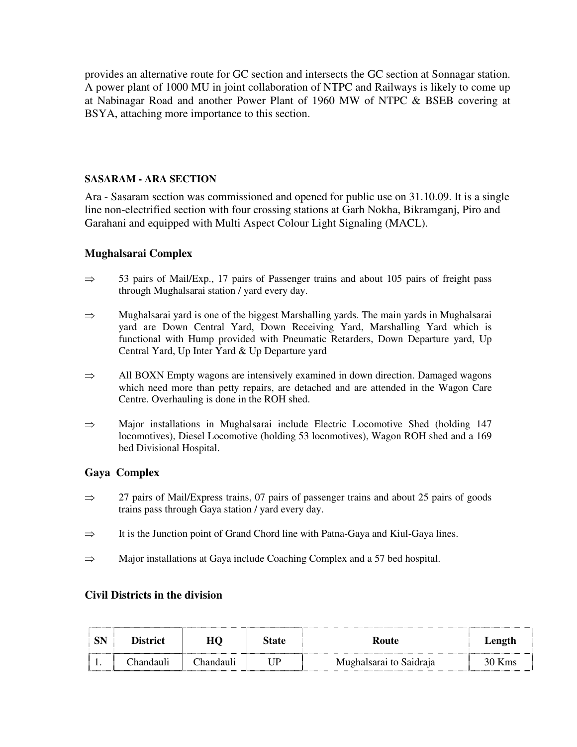provides an alternative route for GC section and intersects the GC section at Sonnagar station. A power plant of 1000 MU in joint collaboration of NTPC and Railways is likely to come up at Nabinagar Road and another Power Plant of 1960 MW of NTPC & BSEB covering at BSYA, attaching more importance to this section.

#### SASARAM - ARA SECTION

Ara - Sasaram section was commissioned and opened for public use on 31.10.09. It is a single line non-electrified section with four crossing stations at Garh Nokha, Bikramganj, Piro and Garahani and equipped with Multi Aspect Colour Light Signaling (MACL).

### Mughalsarai Complex

⇒ 53 pairs of Mail/Exp., 17 pairs of Passenger trains and about 105 pairs of freight pass through Mughalsarai station / yard every day.

⇒ Mughalsarai yard is one of the biggest Marshalling yards. The main yards in Mughalsarai yard are Down Central Yard, Down Receiving Yard, Marshalling Yard which is functional with Hump provided with Pneumatic Retarders, Down Departure yard, Up Central Yard, Up Inter Yard & Up Departure yard

⇒ All BOXN Empty wagons are intensively examined in down direction. Damaged wagons which need more than petty repairs, are detached and are attended in the Wagon Care Centre. Overhauling is done in the ROH shed.

⇒ Major installations in Mughalsarai include Electric Locomotive Shed (holding 147 locomotives), Diesel Locomotive (holding 53 locomotives), Wagon ROH shed and a 169 bed Divisional Hospital.

### Gaya Complex

⇒ 27 pairs of Mail/Express trains, 07 pairs of passenger trains and about 25 pairs of goods trains pass through Gaya station / yard every day.

⇒ It is the Junction point of Grand Chord line with Patna-Gaya and Kiul-Gaya lines.

⇒ Major installations at Gaya include Coaching Complex and a 57 bed hospital.

### Civil Districts in the division

| SN | District | HQ | State | Route | Length |
|---|---|---|---|---|---|
| 1. | Chandauli | Chandauli | UP | Mughalsarai to Saidraja | 30 Kms |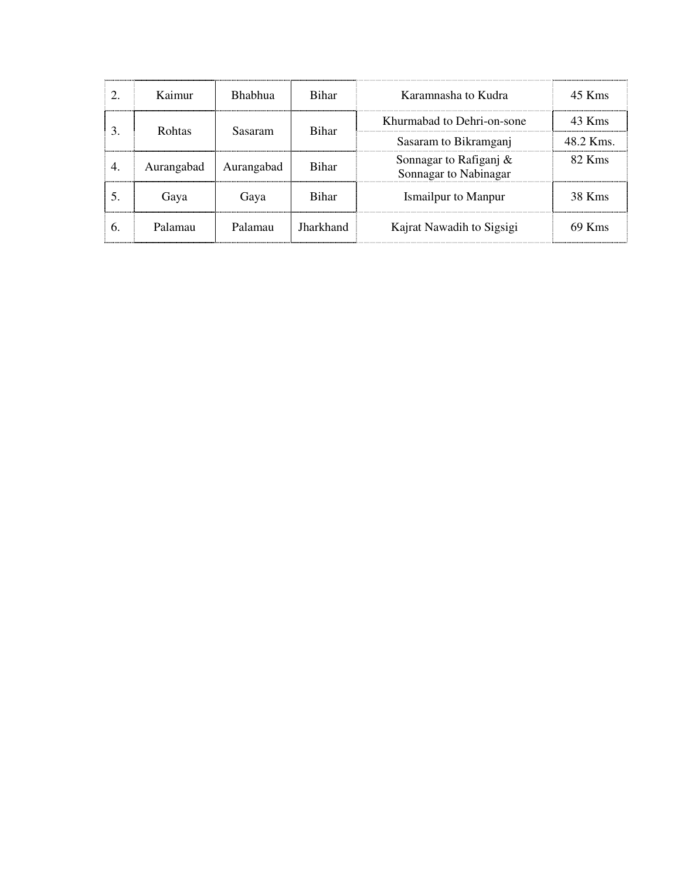| | | | | | |
|---|---|---|---|---|---|
| 2. | Kaimur | Bhabhua | Bihar | Karamnasha to Kudra | 45 Kms |
| 3. | Rohtas | Sasaram | Bihar | Khurmabad to Dehri-on-sone | 43 Kms |
| | | | | Sasaram to Bikramganj | 48.2 Kms. |
| 4. | Aurangabad | Aurangabad | Bihar | Sonnagar to Rafiganj & Sonnagar to Nabinagar | 82 Kms |
| 5. | Gaya | Gaya | Bihar | Ismailpur to Manpur | 38 Kms |
| 6. | Palamau | Palamau | Jharkhand | Kajrat Nawadih to Sigsigi | 69 Kms |